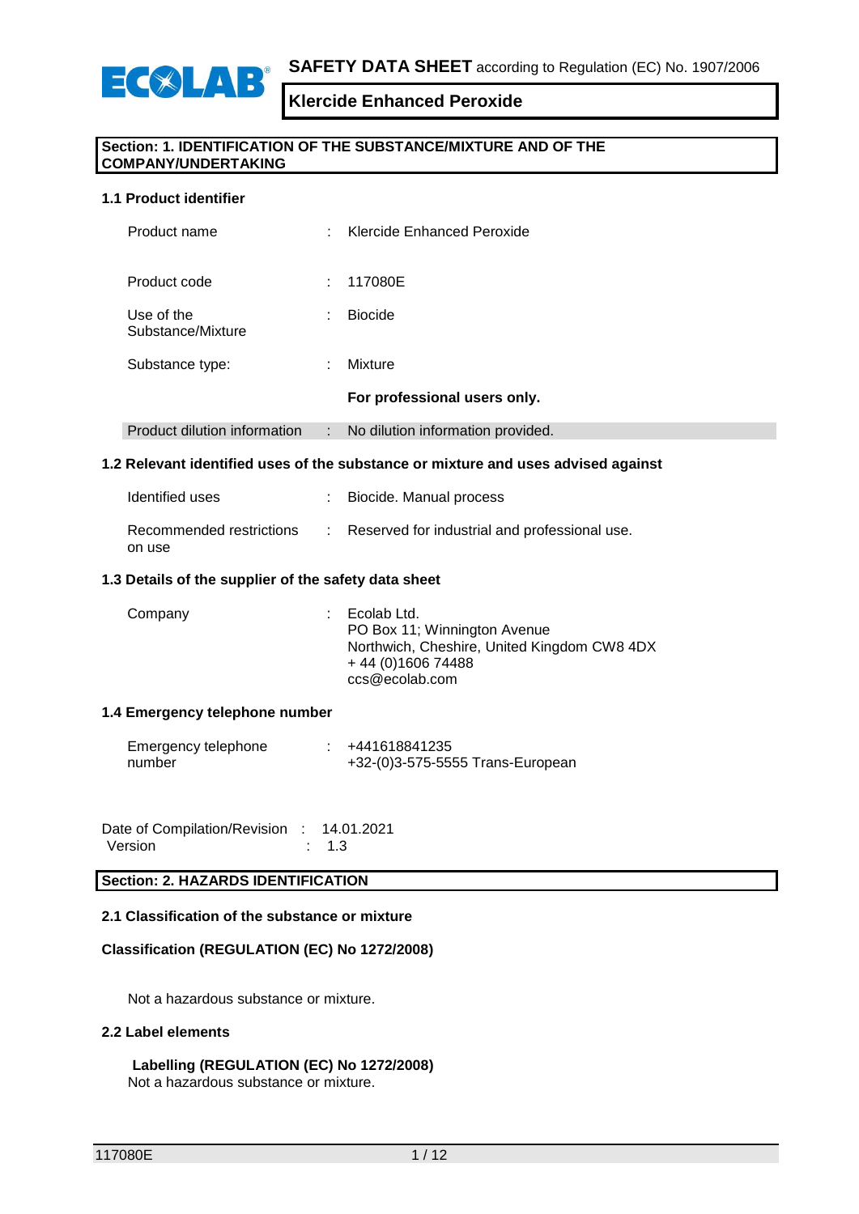**SAFETY DATA SHEET** according to Regulation (EC) No. 1907/2006

# Klercide Enhanced Peroxide

## Section: 1. IDENTIFICATION OF THE SUBSTANCE/MIXTURE AND OF THE COMPANY/UNDERTAKING

### 1.1 Product identifier

| | | |
|---|---|---|
| Product name | : | Klercide Enhanced Peroxide |
| Product code | : | 117080E |
| Use of the Substance/Mixture | : | Biocide |
| Substance type: | : | Mixture |
| | | **For professional users only.** |
| Product dilution information | : | No dilution information provided. |

### 1.2 Relevant identified uses of the substance or mixture and uses advised against

| | | |
|---|---|---|
| Identified uses | : | Biocide. Manual process |
| Recommended restrictions on use | : | Reserved for industrial and professional use. |

### 1.3 Details of the supplier of the safety data sheet

| | | |
|---|---|---|
| Company | : | Ecolab Ltd.<br>PO Box 11; Winnington Avenue<br>Northwich, Cheshire, United Kingdom CW8 4DX<br>+ 44 (0)1606 74488<br>ccs@ecolab.com |

### 1.4 Emergency telephone number

| | | |
|---|---|---|
| Emergency telephone number | : | +441618841235<br>+32-(0)3-575-5555 Trans-European |

Date of Compilation/Revision : 14.01.2021
Version : 1.3

## Section: 2. HAZARDS IDENTIFICATION

### 2.1 Classification of the substance or mixture

**Classification (REGULATION (EC) No 1272/2008)**

Not a hazardous substance or mixture.

### 2.2 Label elements

**Labelling (REGULATION (EC) No 1272/2008)**
Not a hazardous substance or mixture.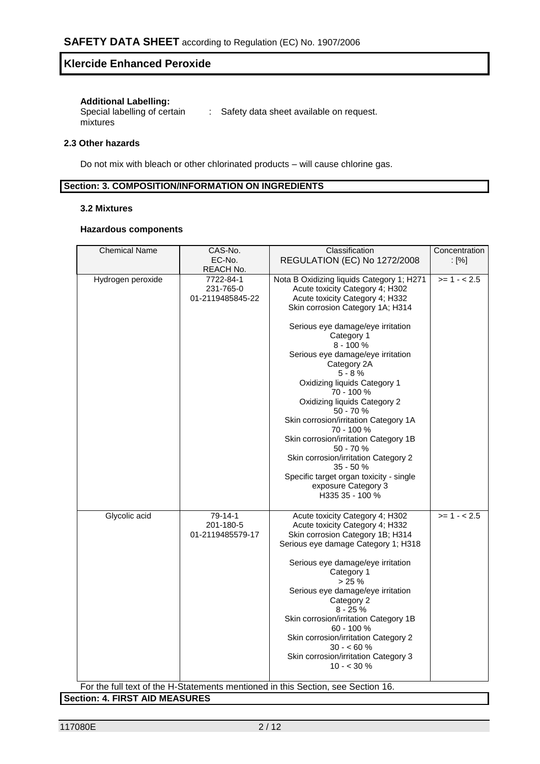**Additional Labelling:**

Special labelling of certain mixtures : Safety data sheet available on request.

### 2.3 Other hazards

Do not mix with bleach or other chlorinated products – will cause chlorine gas.

## Section: 3. COMPOSITION/INFORMATION ON INGREDIENTS

### 3.2 Mixtures

**Hazardous components**

| Chemical Name | CAS-No.<br>EC-No.<br>REACH No. | Classification<br>REGULATION (EC) No 1272/2008 | Concentration : [%] |
|---|---|---|---|
| Hydrogen peroxide | 7722-84-1<br>231-765-0<br>01-2119485845-22 | Nota B Oxidizing liquids Category 1; H271<br>Acute toxicity Category 4; H302<br>Acute toxicity Category 4; H332<br>Skin corrosion Category 1A; H314<br><br>Serious eye damage/eye irritation Category 1<br>8 - 100 %<br>Serious eye damage/eye irritation Category 2A<br>5 - 8 %<br>Oxidizing liquids Category 1<br>70 - 100 %<br>Oxidizing liquids Category 2<br>50 - 70 %<br>Skin corrosion/irritation Category 1A<br>70 - 100 %<br>Skin corrosion/irritation Category 1B<br>50 - 70 %<br>Skin corrosion/irritation Category 2<br>35 - 50 %<br>Specific target organ toxicity - single exposure Category 3<br>H335 35 - 100 % | >= 1 - < 2.5 |
| Glycolic acid | 79-14-1<br>201-180-5<br>01-2119485579-17 | Acute toxicity Category 4; H302<br>Acute toxicity Category 4; H332<br>Skin corrosion Category 1B; H314<br>Serious eye damage Category 1; H318<br><br>Serious eye damage/eye irritation Category 1<br>> 25 %<br>Serious eye damage/eye irritation Category 2<br>8 - 25 %<br>Skin corrosion/irritation Category 1B<br>60 - 100 %<br>Skin corrosion/irritation Category 2<br>30 - < 60 %<br>Skin corrosion/irritation Category 3<br>10 - < 30 % | >= 1 - < 2.5 |

For the full text of the H-Statements mentioned in this Section, see Section 16.

## Section: 4. FIRST AID MEASURES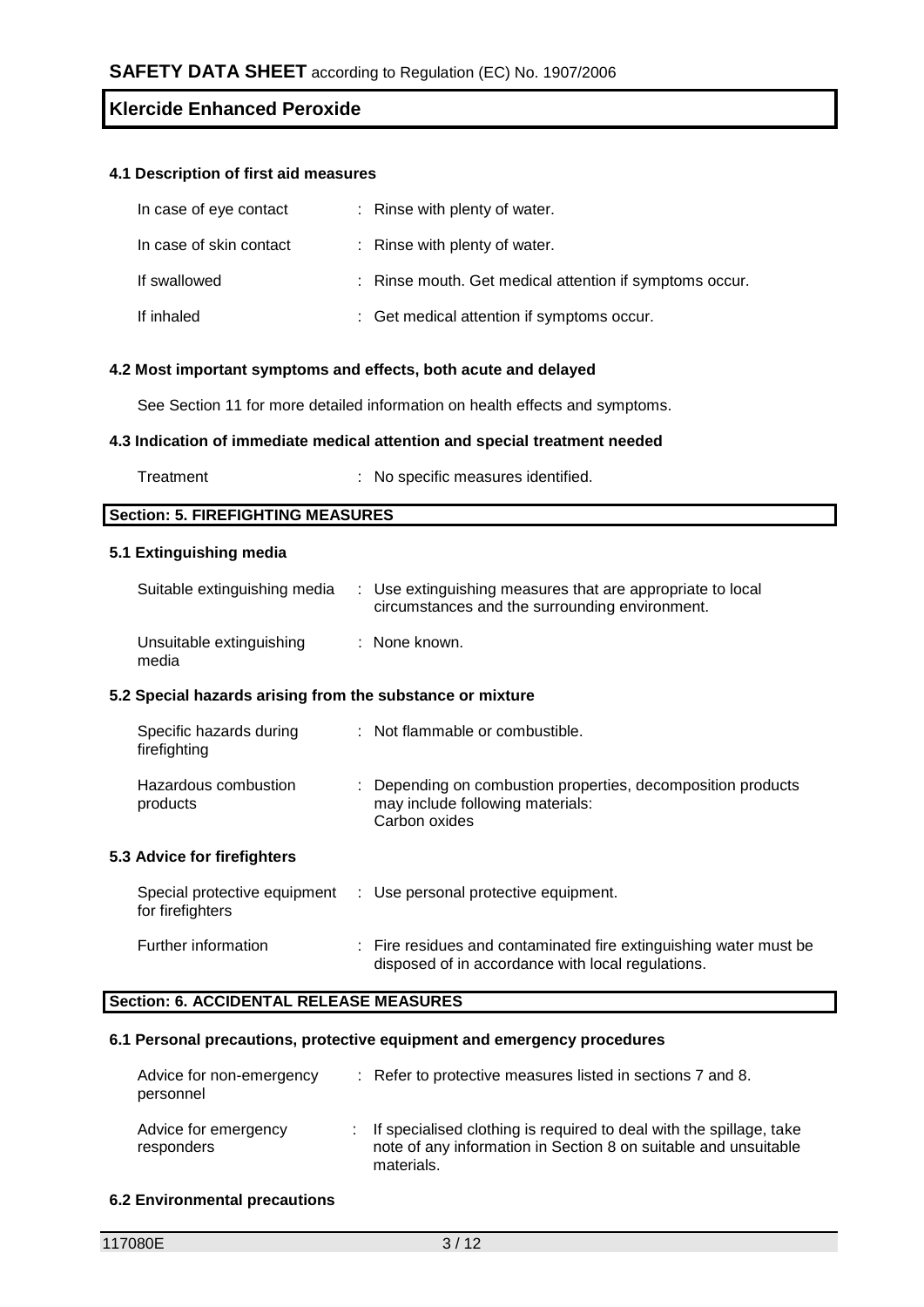### 4.1 Description of first aid measures

| | |
|---|---|
| In case of eye contact | : Rinse with plenty of water. |
| In case of skin contact | : Rinse with plenty of water. |
| If swallowed | : Rinse mouth. Get medical attention if symptoms occur. |
| If inhaled | : Get medical attention if symptoms occur. |

### 4.2 Most important symptoms and effects, both acute and delayed

See Section 11 for more detailed information on health effects and symptoms.

### 4.3 Indication of immediate medical attention and special treatment needed

| | |
|---|---|
| Treatment | : No specific measures identified. |

## Section: 5. FIREFIGHTING MEASURES

### 5.1 Extinguishing media

| | |
|---|---|
| Suitable extinguishing media | : Use extinguishing measures that are appropriate to local circumstances and the surrounding environment. |
| Unsuitable extinguishing media | : None known. |

### 5.2 Special hazards arising from the substance or mixture

| | |
|---|---|
| Specific hazards during firefighting | : Not flammable or combustible. |
| Hazardous combustion products | : Depending on combustion properties, decomposition products may include following materials: Carbon oxides |

### 5.3 Advice for firefighters

| | |
|---|---|
| Special protective equipment for firefighters | : Use personal protective equipment. |
| Further information | : Fire residues and contaminated fire extinguishing water must be disposed of in accordance with local regulations. |

## Section: 6. ACCIDENTAL RELEASE MEASURES

### 6.1 Personal precautions, protective equipment and emergency procedures

| | |
|---|---|
| Advice for non-emergency personnel | : Refer to protective measures listed in sections 7 and 8. |
| Advice for emergency responders | : If specialised clothing is required to deal with the spillage, take note of any information in Section 8 on suitable and unsuitable materials. |

### 6.2 Environmental precautions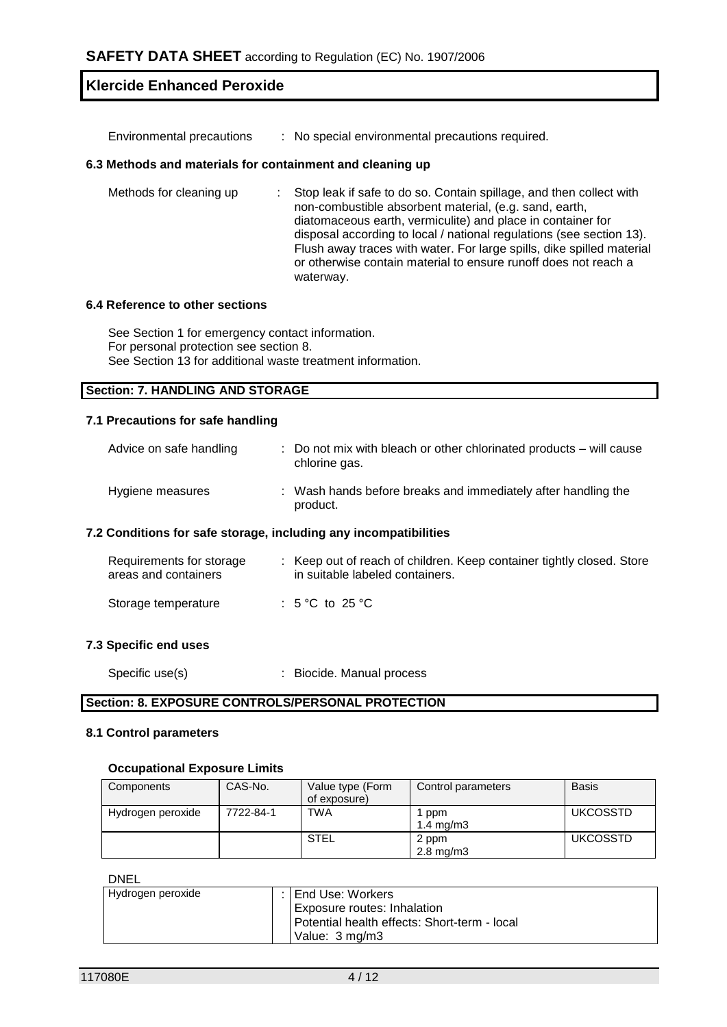Environmental precautions : No special environmental precautions required.

### 6.3 Methods and materials for containment and cleaning up

Methods for cleaning up : Stop leak if safe to do so. Contain spillage, and then collect with non-combustible absorbent material, (e.g. sand, earth, diatomaceous earth, vermiculite) and place in container for disposal according to local / national regulations (see section 13). Flush away traces with water. For large spills, dike spilled material or otherwise contain material to ensure runoff does not reach a waterway.

### 6.4 Reference to other sections

See Section 1 for emergency contact information.
For personal protection see section 8.
See Section 13 for additional waste treatment information.

## Section: 7. HANDLING AND STORAGE

### 7.1 Precautions for safe handling

Advice on safe handling : Do not mix with bleach or other chlorinated products – will cause chlorine gas.

Hygiene measures : Wash hands before breaks and immediately after handling the product.

### 7.2 Conditions for safe storage, including any incompatibilities

Requirements for storage areas and containers : Keep out of reach of children. Keep container tightly closed. Store in suitable labeled containers.

Storage temperature : 5 °C to 25 °C

### 7.3 Specific end uses

Specific use(s) : Biocide. Manual process

## Section: 8. EXPOSURE CONTROLS/PERSONAL PROTECTION

### 8.1 Control parameters

**Occupational Exposure Limits**

| Components | CAS-No. | Value type (Form of exposure) | Control parameters | Basis |
|---|---|---|---|---|
| Hydrogen peroxide | 7722-84-1 | TWA | 1 ppm<br>1.4 mg/m3 | UKCOSSTD |
| | | STEL | 2 ppm<br>2.8 mg/m3 | UKCOSSTD |

DNEL

| | |
|---|---|
| Hydrogen peroxide | : End Use: Workers<br>Exposure routes: Inhalation<br>Potential health effects: Short-term - local<br>Value: 3 mg/m3 |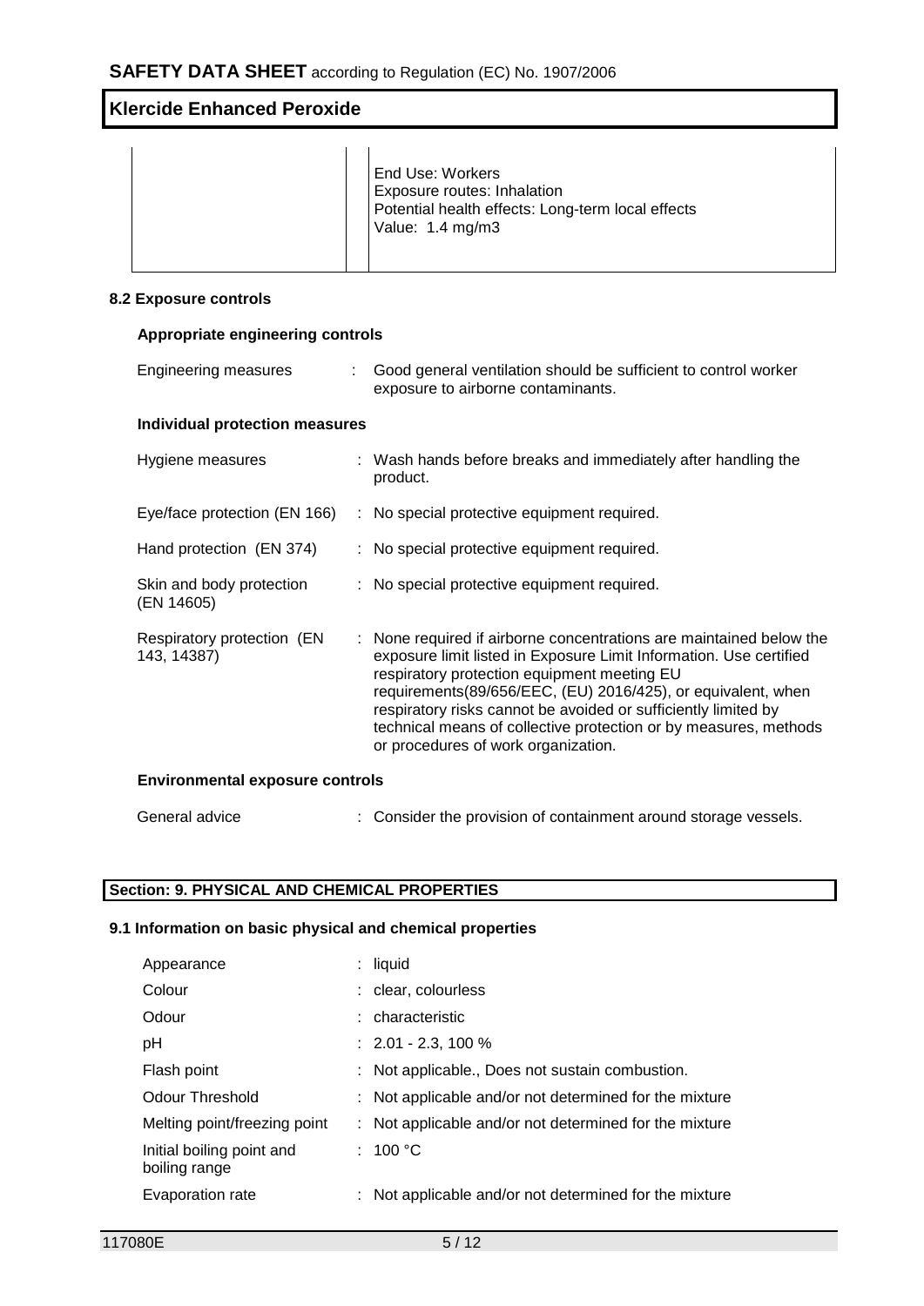| | | |
|---|---|---|
| | | End Use: Workers<br>Exposure routes: Inhalation<br>Potential health effects: Long-term local effects<br>Value: 1.4 mg/m3 |

### 8.2 Exposure controls

#### Appropriate engineering controls

Engineering measures : Good general ventilation should be sufficient to control worker exposure to airborne contaminants.

#### Individual protection measures

Hygiene measures : Wash hands before breaks and immediately after handling the product.

Eye/face protection (EN 166) : No special protective equipment required.

Hand protection (EN 374) : No special protective equipment required.

Skin and body protection (EN 14605) : No special protective equipment required.

Respiratory protection (EN 143, 14387) : None required if airborne concentrations are maintained below the exposure limit listed in Exposure Limit Information. Use certified respiratory protection equipment meeting EU requirements(89/656/EEC, (EU) 2016/425), or equivalent, when respiratory risks cannot be avoided or sufficiently limited by technical means of collective protection or by measures, methods or procedures of work organization.

#### Environmental exposure controls

General advice : Consider the provision of containment around storage vessels.

## Section: 9. PHYSICAL AND CHEMICAL PROPERTIES

### 9.1 Information on basic physical and chemical properties

| | |
|---|---|
| Appearance | : liquid |
| Colour | : clear, colourless |
| Odour | : characteristic |
| pH | : 2.01 - 2.3, 100 % |
| Flash point | : Not applicable., Does not sustain combustion. |
| Odour Threshold | : Not applicable and/or not determined for the mixture |
| Melting point/freezing point | : Not applicable and/or not determined for the mixture |
| Initial boiling point and boiling range | : 100 °C |
| Evaporation rate | : Not applicable and/or not determined for the mixture |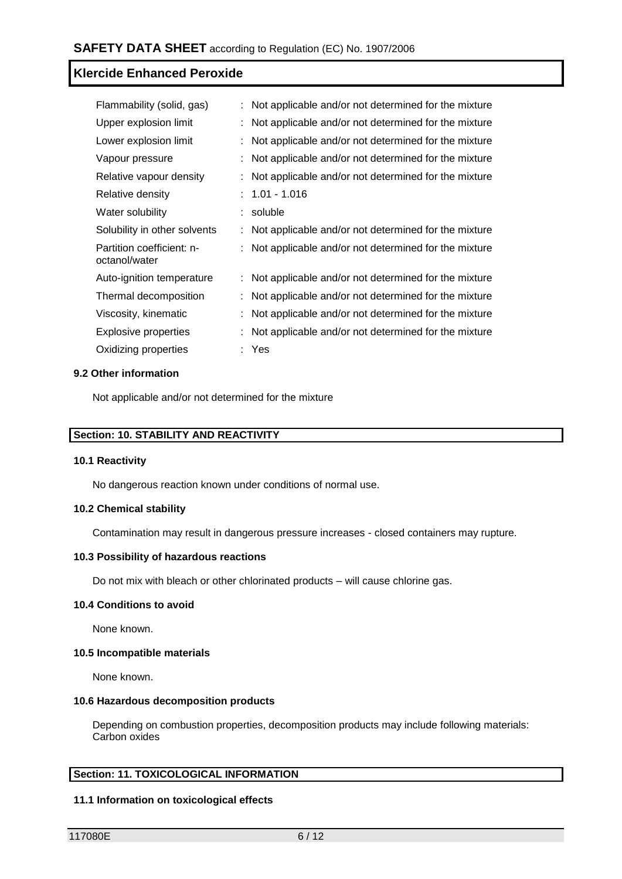| Property | Value |
|---|---|
| Flammability (solid, gas) | : Not applicable and/or not determined for the mixture |
| Upper explosion limit | : Not applicable and/or not determined for the mixture |
| Lower explosion limit | : Not applicable and/or not determined for the mixture |
| Vapour pressure | : Not applicable and/or not determined for the mixture |
| Relative vapour density | : Not applicable and/or not determined for the mixture |
| Relative density | : 1.01 - 1.016 |
| Water solubility | : soluble |
| Solubility in other solvents | : Not applicable and/or not determined for the mixture |
| Partition coefficient: n-octanol/water | : Not applicable and/or not determined for the mixture |
| Auto-ignition temperature | : Not applicable and/or not determined for the mixture |
| Thermal decomposition | : Not applicable and/or not determined for the mixture |
| Viscosity, kinematic | : Not applicable and/or not determined for the mixture |
| Explosive properties | : Not applicable and/or not determined for the mixture |
| Oxidizing properties | : Yes |

### 9.2 Other information

Not applicable and/or not determined for the mixture

## Section: 10. STABILITY AND REACTIVITY

### 10.1 Reactivity

No dangerous reaction known under conditions of normal use.

### 10.2 Chemical stability

Contamination may result in dangerous pressure increases - closed containers may rupture.

### 10.3 Possibility of hazardous reactions

Do not mix with bleach or other chlorinated products – will cause chlorine gas.

### 10.4 Conditions to avoid

None known.

### 10.5 Incompatible materials

None known.

### 10.6 Hazardous decomposition products

Depending on combustion properties, decomposition products may include following materials:
Carbon oxides

## Section: 11. TOXICOLOGICAL INFORMATION

### 11.1 Information on toxicological effects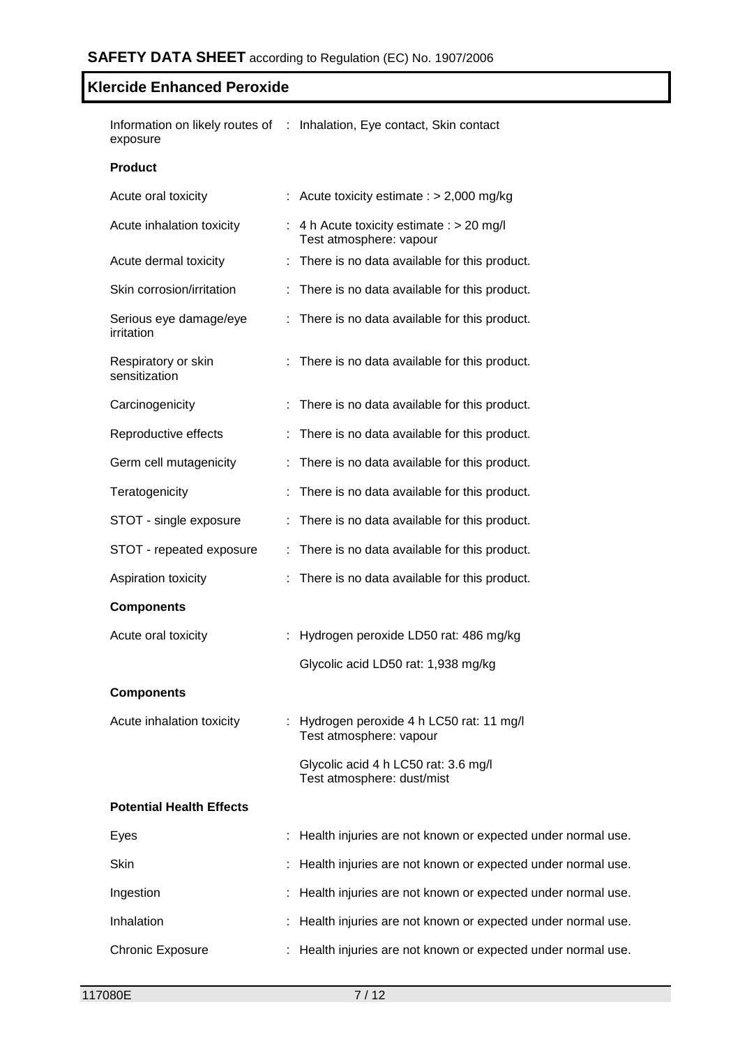| | | |
|---|---|---|
| Information on likely routes of exposure | : | Inhalation, Eye contact, Skin contact |

**Product**

| | | |
|---|---|---|
| Acute oral toxicity | : | Acute toxicity estimate : > 2,000 mg/kg |
| Acute inhalation toxicity | : | 4 h Acute toxicity estimate : > 20 mg/l<br>Test atmosphere: vapour |
| Acute dermal toxicity | : | There is no data available for this product. |
| Skin corrosion/irritation | : | There is no data available for this product. |
| Serious eye damage/eye irritation | : | There is no data available for this product. |
| Respiratory or skin sensitization | : | There is no data available for this product. |
| Carcinogenicity | : | There is no data available for this product. |
| Reproductive effects | : | There is no data available for this product. |
| Germ cell mutagenicity | : | There is no data available for this product. |
| Teratogenicity | : | There is no data available for this product. |
| STOT - single exposure | : | There is no data available for this product. |
| STOT - repeated exposure | : | There is no data available for this product. |
| Aspiration toxicity | : | There is no data available for this product. |

**Components**

| | | |
|---|---|---|
| Acute oral toxicity | : | Hydrogen peroxide LD50 rat: 486 mg/kg |
| | | Glycolic acid LD50 rat: 1,938 mg/kg |

**Components**

| | | |
|---|---|---|
| Acute inhalation toxicity | : | Hydrogen peroxide 4 h LC50 rat: 11 mg/l<br>Test atmosphere: vapour |
| | | Glycolic acid 4 h LC50 rat: 3.6 mg/l<br>Test atmosphere: dust/mist |

**Potential Health Effects**

| | | |
|---|---|---|
| Eyes | : | Health injuries are not known or expected under normal use. |
| Skin | : | Health injuries are not known or expected under normal use. |
| Ingestion | : | Health injuries are not known or expected under normal use. |
| Inhalation | : | Health injuries are not known or expected under normal use. |
| Chronic Exposure | : | Health injuries are not known or expected under normal use. |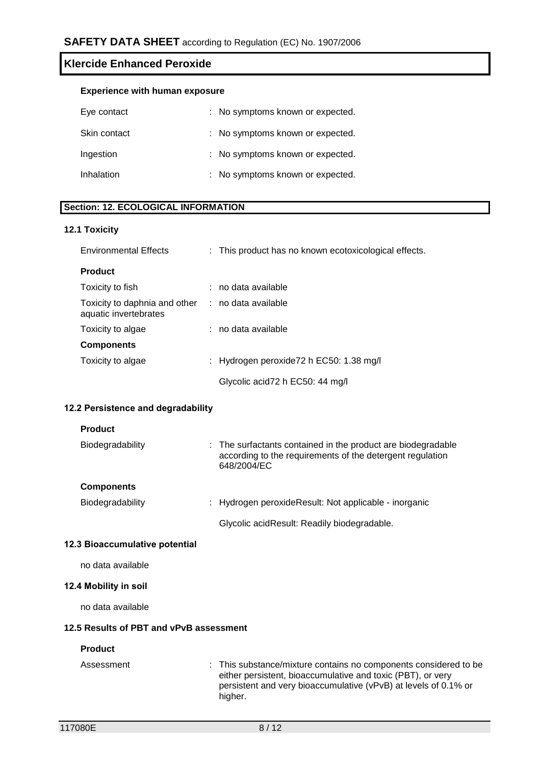**Experience with human exposure**

| | |
|---|---|
| Eye contact | : No symptoms known or expected. |
| Skin contact | : No symptoms known or expected. |
| Ingestion | : No symptoms known or expected. |
| Inhalation | : No symptoms known or expected. |

## Section: 12. ECOLOGICAL INFORMATION

### 12.1 Toxicity

| | |
|---|---|
| Environmental Effects | : This product has no known ecotoxicological effects. |

**Product**

| | |
|---|---|
| Toxicity to fish | : no data available |
| Toxicity to daphnia and other aquatic invertebrates | : no data available |
| Toxicity to algae | : no data available |

**Components**

| | |
|---|---|
| Toxicity to algae | : Hydrogen peroxide72 h EC50: 1.38 mg/l |
| | Glycolic acid72 h EC50: 44 mg/l |

### 12.2 Persistence and degradability

**Product**

| | |
|---|---|
| Biodegradability | : The surfactants contained in the product are biodegradable according to the requirements of the detergent regulation 648/2004/EC |

**Components**

| | |
|---|---|
| Biodegradability | : Hydrogen peroxideResult: Not applicable - inorganic |
| | Glycolic acidResult: Readily biodegradable. |

### 12.3 Bioaccumulative potential

no data available

### 12.4 Mobility in soil

no data available

### 12.5 Results of PBT and vPvB assessment

**Product**

| | |
|---|---|
| Assessment | : This substance/mixture contains no components considered to be either persistent, bioaccumulative and toxic (PBT), or very persistent and very bioaccumulative (vPvB) at levels of 0.1% or higher. |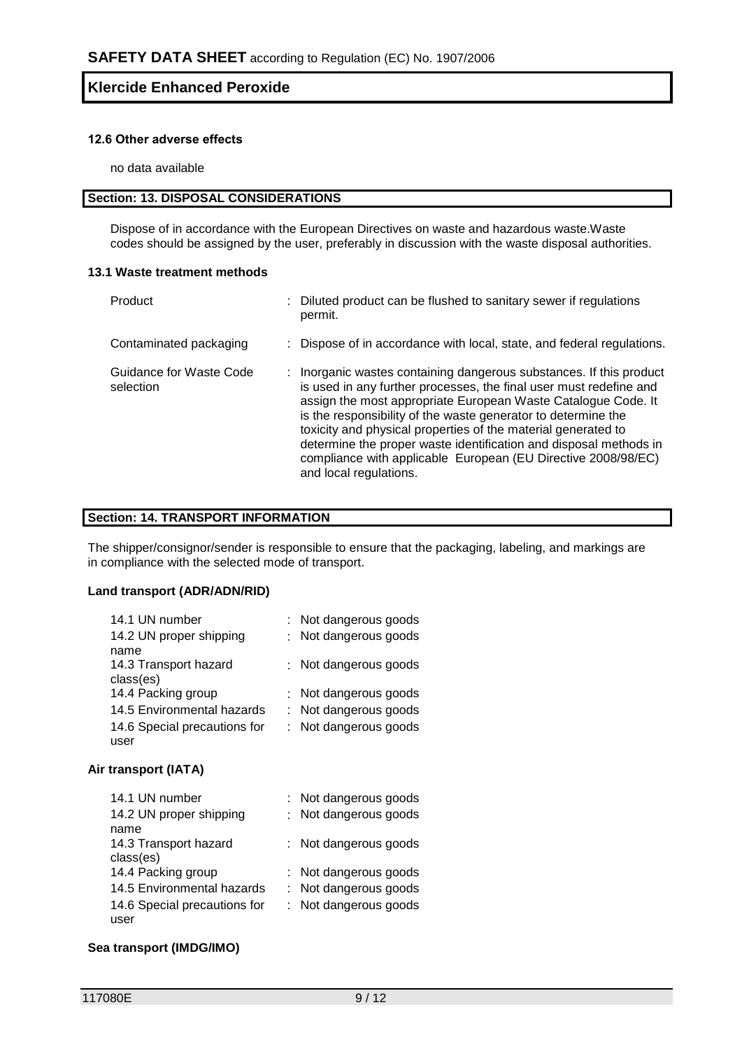#### 12.6 Other adverse effects

no data available

## Section: 13. DISPOSAL CONSIDERATIONS

Dispose of in accordance with the European Directives on waste and hazardous waste.Waste codes should be assigned by the user, preferably in discussion with the waste disposal authorities.

#### 13.1 Waste treatment methods

| | |
|---|---|
| Product | : Diluted product can be flushed to sanitary sewer if regulations permit. |
| Contaminated packaging | : Dispose of in accordance with local, state, and federal regulations. |
| Guidance for Waste Code selection | : Inorganic wastes containing dangerous substances. If this product is used in any further processes, the final user must redefine and assign the most appropriate European Waste Catalogue Code. It is the responsibility of the waste generator to determine the toxicity and physical properties of the material generated to determine the proper waste identification and disposal methods in compliance with applicable European (EU Directive 2008/98/EC) and local regulations. |

## Section: 14. TRANSPORT INFORMATION

The shipper/consignor/sender is responsible to ensure that the packaging, labeling, and markings are in compliance with the selected mode of transport.

#### Land transport (ADR/ADN/RID)

| | |
|---|---|
| 14.1 UN number | : Not dangerous goods |
| 14.2 UN proper shipping name | : Not dangerous goods |
| 14.3 Transport hazard class(es) | : Not dangerous goods |
| 14.4 Packing group | : Not dangerous goods |
| 14.5 Environmental hazards | : Not dangerous goods |
| 14.6 Special precautions for user | : Not dangerous goods |

#### Air transport (IATA)

| | |
|---|---|
| 14.1 UN number | : Not dangerous goods |
| 14.2 UN proper shipping name | : Not dangerous goods |
| 14.3 Transport hazard class(es) | : Not dangerous goods |
| 14.4 Packing group | : Not dangerous goods |
| 14.5 Environmental hazards | : Not dangerous goods |
| 14.6 Special precautions for user | : Not dangerous goods |

#### Sea transport (IMDG/IMO)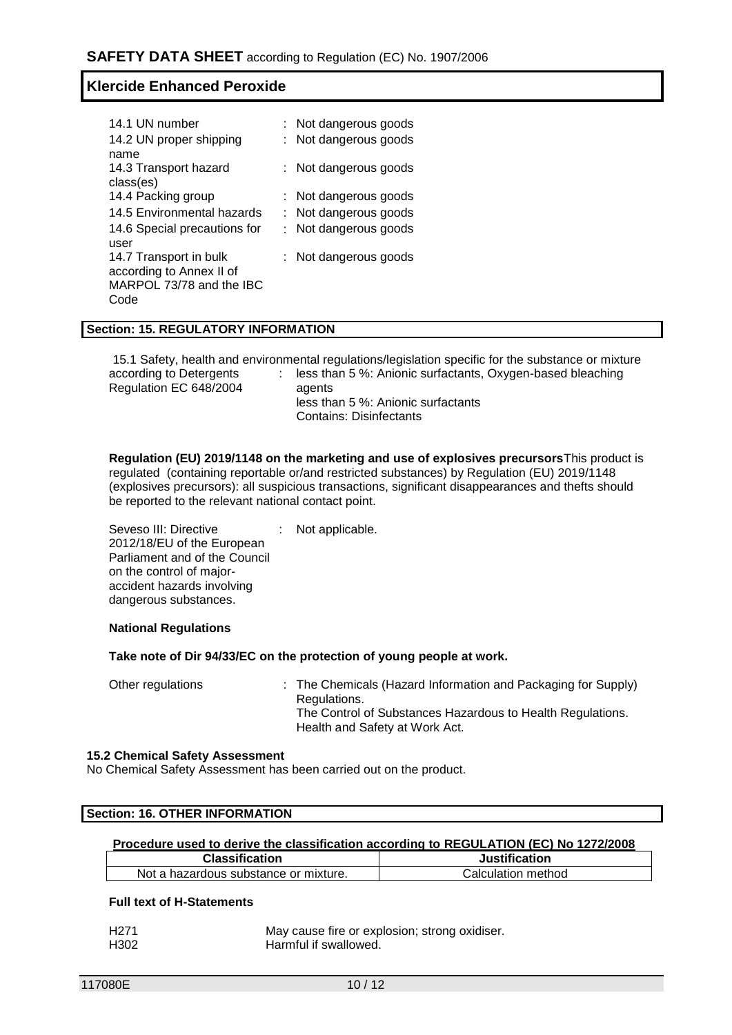| | | |
|---|---|---|
| 14.1 UN number | : | Not dangerous goods |
| 14.2 UN proper shipping name | : | Not dangerous goods |
| 14.3 Transport hazard class(es) | : | Not dangerous goods |
| 14.4 Packing group | : | Not dangerous goods |
| 14.5 Environmental hazards | : | Not dangerous goods |
| 14.6 Special precautions for user | : | Not dangerous goods |
| 14.7 Transport in bulk according to Annex II of MARPOL 73/78 and the IBC Code | : | Not dangerous goods |

## Section: 15. REGULATORY INFORMATION

15.1 Safety, health and environmental regulations/legislation specific for the substance or mixture

according to Detergents Regulation EC 648/2004 : less than 5 %: Anionic surfactants, Oxygen-based bleaching agents
less than 5 %: Anionic surfactants
Contains: Disinfectants

**Regulation (EU) 2019/1148 on the marketing and use of explosives precursors** This product is regulated (containing reportable or/and restricted substances) by Regulation (EU) 2019/1148 (explosives precursors): all suspicious transactions, significant disappearances and thefts should be reported to the relevant national contact point.

Seveso III: Directive 2012/18/EU of the European Parliament and of the Council on the control of major-accident hazards involving dangerous substances. : Not applicable.

**National Regulations**

**Take note of Dir 94/33/EC on the protection of young people at work.**

Other regulations : The Chemicals (Hazard Information and Packaging for Supply) Regulations.
The Control of Substances Hazardous to Health Regulations.
Health and Safety at Work Act.

**15.2 Chemical Safety Assessment**

No Chemical Safety Assessment has been carried out on the product.

## Section: 16. OTHER INFORMATION

**Procedure used to derive the classification according to REGULATION (EC) No 1272/2008**

| Classification | Justification |
|---|---|
| Not a hazardous substance or mixture. | Calculation method |

**Full text of H-Statements**

| | |
|---|---|
| H271 | May cause fire or explosion; strong oxidiser. |
| H302 | Harmful if swallowed. |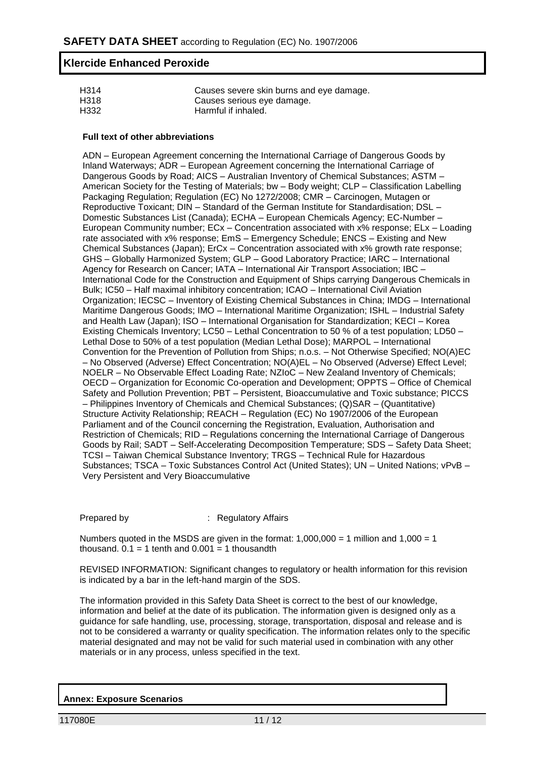| | |
|---|---|
| H314 | Causes severe skin burns and eye damage. |
| H318 | Causes serious eye damage. |
| H332 | Harmful if inhaled. |

**Full text of other abbreviations**

ADN – European Agreement concerning the International Carriage of Dangerous Goods by Inland Waterways; ADR – European Agreement concerning the International Carriage of Dangerous Goods by Road; AICS – Australian Inventory of Chemical Substances; ASTM – American Society for the Testing of Materials; bw – Body weight; CLP – Classification Labelling Packaging Regulation; Regulation (EC) No 1272/2008; CMR – Carcinogen, Mutagen or Reproductive Toxicant; DIN – Standard of the German Institute for Standardisation; DSL – Domestic Substances List (Canada); ECHA – European Chemicals Agency; EC-Number – European Community number; ECx – Concentration associated with x% response; ELx – Loading rate associated with x% response; EmS – Emergency Schedule; ENCS – Existing and New Chemical Substances (Japan); ErCx – Concentration associated with x% growth rate response; GHS – Globally Harmonized System; GLP – Good Laboratory Practice; IARC – International Agency for Research on Cancer; IATA – International Air Transport Association; IBC – International Code for the Construction and Equipment of Ships carrying Dangerous Chemicals in Bulk; IC50 – Half maximal inhibitory concentration; ICAO – International Civil Aviation Organization; IECSC – Inventory of Existing Chemical Substances in China; IMDG – International Maritime Dangerous Goods; IMO – International Maritime Organization; ISHL – Industrial Safety and Health Law (Japan); ISO – International Organisation for Standardization; KECI – Korea Existing Chemicals Inventory; LC50 – Lethal Concentration to 50 % of a test population; LD50 – Lethal Dose to 50% of a test population (Median Lethal Dose); MARPOL – International Convention for the Prevention of Pollution from Ships; n.o.s. – Not Otherwise Specified; NO(A)EC – No Observed (Adverse) Effect Concentration; NO(A)EL – No Observed (Adverse) Effect Level; NOELR – No Observable Effect Loading Rate; NZIoC – New Zealand Inventory of Chemicals; OECD – Organization for Economic Co-operation and Development; OPPTS – Office of Chemical Safety and Pollution Prevention; PBT – Persistent, Bioaccumulative and Toxic substance; PICCS – Philippines Inventory of Chemicals and Chemical Substances; (Q)SAR – (Quantitative) Structure Activity Relationship; REACH – Regulation (EC) No 1907/2006 of the European Parliament and of the Council concerning the Registration, Evaluation, Authorisation and Restriction of Chemicals; RID – Regulations concerning the International Carriage of Dangerous Goods by Rail; SADT – Self-Accelerating Decomposition Temperature; SDS – Safety Data Sheet; TCSI – Taiwan Chemical Substance Inventory; TRGS – Technical Rule for Hazardous Substances; TSCA – Toxic Substances Control Act (United States); UN – United Nations; vPvB – Very Persistent and Very Bioaccumulative

Prepared by : Regulatory Affairs

Numbers quoted in the MSDS are given in the format: 1,000,000 = 1 million and 1,000 = 1 thousand. 0.1 = 1 tenth and 0.001 = 1 thousandth

REVISED INFORMATION: Significant changes to regulatory or health information for this revision is indicated by a bar in the left-hand margin of the SDS.

The information provided in this Safety Data Sheet is correct to the best of our knowledge, information and belief at the date of its publication. The information given is designed only as a guidance for safe handling, use, processing, storage, transportation, disposal and release and is not to be considered a warranty or quality specification. The information relates only to the specific material designated and may not be valid for such material used in combination with any other materials or in any process, unless specified in the text.

**Annex: Exposure Scenarios**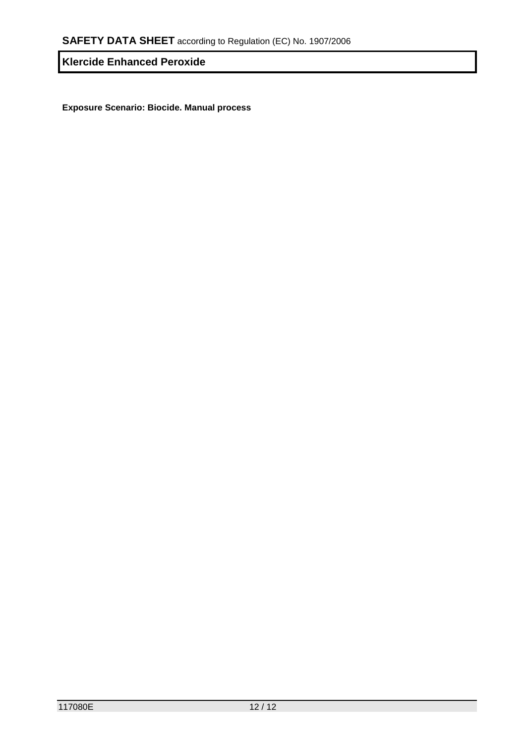**Exposure Scenario: Biocide. Manual process**